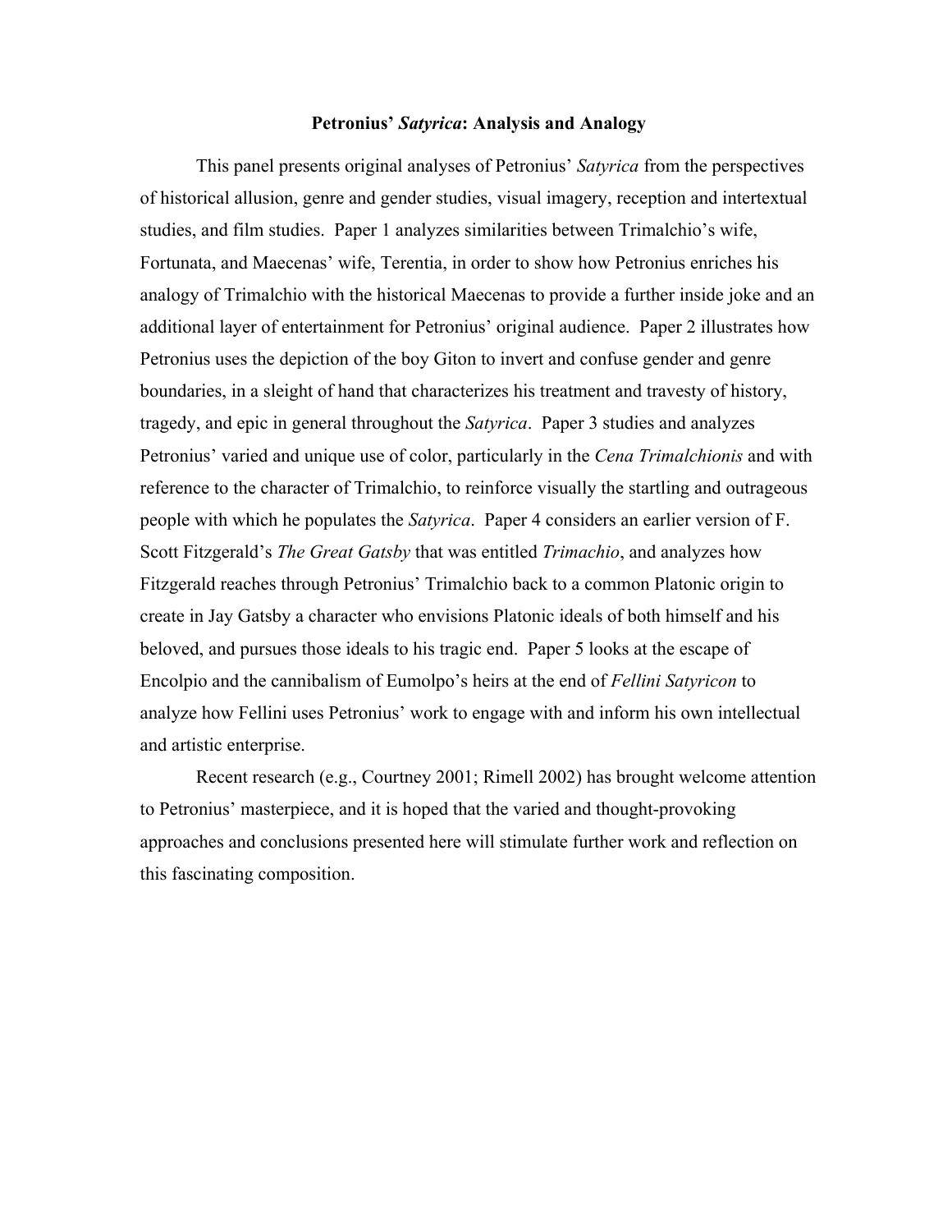# Petronius' *Satyrica*: Analysis and Analogy

This panel presents original analyses of Petronius' *Satyrica* from the perspectives of historical allusion, genre and gender studies, visual imagery, reception and intertextual studies, and film studies. Paper 1 analyzes similarities between Trimalchio's wife, Fortunata, and Maecenas' wife, Terentia, in order to show how Petronius enriches his analogy of Trimalchio with the historical Maecenas to provide a further inside joke and an additional layer of entertainment for Petronius' original audience. Paper 2 illustrates how Petronius uses the depiction of the boy Giton to invert and confuse gender and genre boundaries, in a sleight of hand that characterizes his treatment and travesty of history, tragedy, and epic in general throughout the *Satyrica*. Paper 3 studies and analyzes Petronius' varied and unique use of color, particularly in the *Cena Trimalchionis* and with reference to the character of Trimalchio, to reinforce visually the startling and outrageous people with which he populates the *Satyrica*. Paper 4 considers an earlier version of F. Scott Fitzgerald's *The Great Gatsby* that was entitled *Trimachio*, and analyzes how Fitzgerald reaches through Petronius' Trimalchio back to a common Platonic origin to create in Jay Gatsby a character who envisions Platonic ideals of both himself and his beloved, and pursues those ideals to his tragic end. Paper 5 looks at the escape of Encolpio and the cannibalism of Eumolpo's heirs at the end of *Fellini Satyricon* to analyze how Fellini uses Petronius' work to engage with and inform his own intellectual and artistic enterprise.

Recent research (e.g., Courtney 2001; Rimell 2002) has brought welcome attention to Petronius' masterpiece, and it is hoped that the varied and thought-provoking approaches and conclusions presented here will stimulate further work and reflection on this fascinating composition.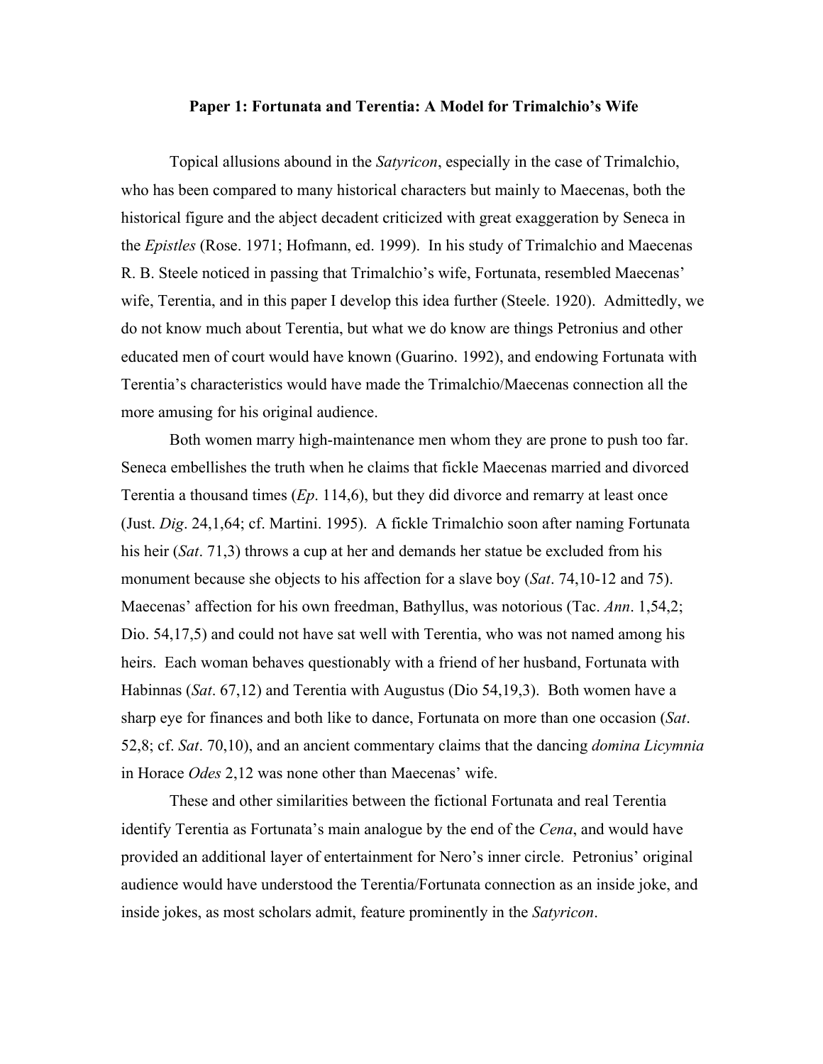**Paper 1: Fortunata and Terentia: A Model for Trimalchio's Wife**

Topical allusions abound in the *Satyricon*, especially in the case of Trimalchio, who has been compared to many historical characters but mainly to Maecenas, both the historical figure and the abject decadent criticized with great exaggeration by Seneca in the *Epistles* (Rose. 1971; Hofmann, ed. 1999). In his study of Trimalchio and Maecenas R. B. Steele noticed in passing that Trimalchio's wife, Fortunata, resembled Maecenas' wife, Terentia, and in this paper I develop this idea further (Steele. 1920). Admittedly, we do not know much about Terentia, but what we do know are things Petronius and other educated men of court would have known (Guarino. 1992), and endowing Fortunata with Terentia's characteristics would have made the Trimalchio/Maecenas connection all the more amusing for his original audience.

Both women marry high-maintenance men whom they are prone to push too far. Seneca embellishes the truth when he claims that fickle Maecenas married and divorced Terentia a thousand times (*Ep*. 114,6), but they did divorce and remarry at least once (Just. *Dig*. 24,1,64; cf. Martini. 1995). A fickle Trimalchio soon after naming Fortunata his heir (*Sat*. 71,3) throws a cup at her and demands her statue be excluded from his monument because she objects to his affection for a slave boy (*Sat*. 74,10-12 and 75). Maecenas' affection for his own freedman, Bathyllus, was notorious (Tac. *Ann*. 1,54,2; Dio. 54,17,5) and could not have sat well with Terentia, who was not named among his heirs. Each woman behaves questionably with a friend of her husband, Fortunata with Habinnas (*Sat*. 67,12) and Terentia with Augustus (Dio 54,19,3). Both women have a sharp eye for finances and both like to dance, Fortunata on more than one occasion (*Sat*. 52,8; cf. *Sat*. 70,10), and an ancient commentary claims that the dancing *domina Licymnia* in Horace *Odes* 2,12 was none other than Maecenas' wife.

These and other similarities between the fictional Fortunata and real Terentia identify Terentia as Fortunata's main analogue by the end of the *Cena*, and would have provided an additional layer of entertainment for Nero's inner circle. Petronius' original audience would have understood the Terentia/Fortunata connection as an inside joke, and inside jokes, as most scholars admit, feature prominently in the *Satyricon*.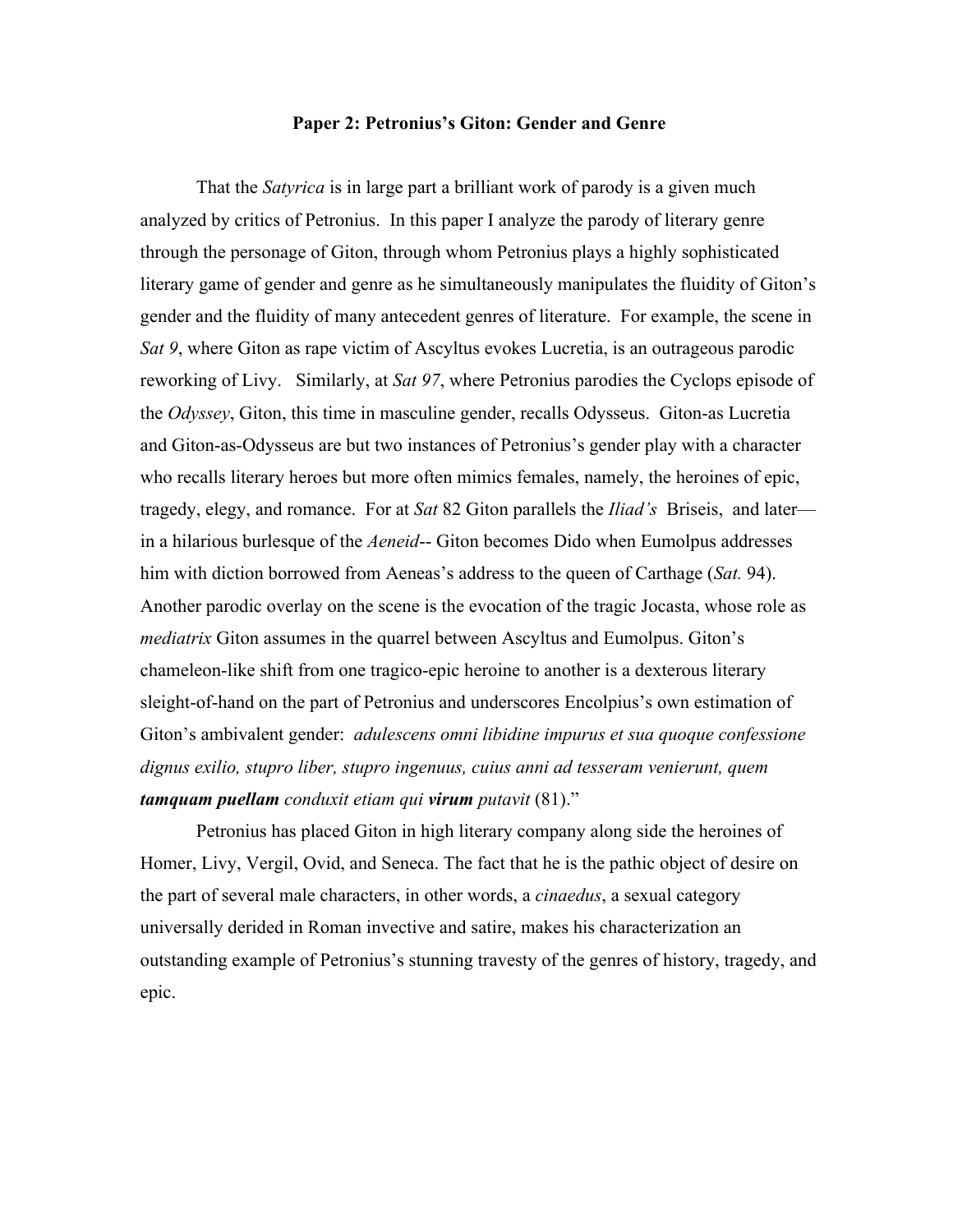**Paper 2: Petronius's Giton: Gender and Genre**

That the *Satyrica* is in large part a brilliant work of parody is a given much analyzed by critics of Petronius. In this paper I analyze the parody of literary genre through the personage of Giton, through whom Petronius plays a highly sophisticated literary game of gender and genre as he simultaneously manipulates the fluidity of Giton's gender and the fluidity of many antecedent genres of literature. For example, the scene in *Sat 9*, where Giton as rape victim of Ascyltus evokes Lucretia, is an outrageous parodic reworking of Livy. Similarly, at *Sat 97*, where Petronius parodies the Cyclops episode of the *Odyssey*, Giton, this time in masculine gender, recalls Odysseus. Giton-as Lucretia and Giton-as-Odysseus are but two instances of Petronius's gender play with a character who recalls literary heroes but more often mimics females, namely, the heroines of epic, tragedy, elegy, and romance. For at *Sat* 82 Giton parallels the *Iliad's* Briseis, and later— in a hilarious burlesque of the *Aeneid*-- Giton becomes Dido when Eumolpus addresses him with diction borrowed from Aeneas's address to the queen of Carthage (*Sat.* 94). Another parodic overlay on the scene is the evocation of the tragic Jocasta, whose role as *mediatrix* Giton assumes in the quarrel between Ascyltus and Eumolpus. Giton's chameleon-like shift from one tragico-epic heroine to another is a dexterous literary sleight-of-hand on the part of Petronius and underscores Encolpius's own estimation of Giton's ambivalent gender: *adulescens omni libidine impurus et sua quoque confessione dignus exilio, stupro liber, stupro ingenuus, cuius anni ad tesseram venierunt, quem* ***tamquam puellam*** *conduxit etiam qui* ***virum*** *putavit* (81)."

Petronius has placed Giton in high literary company along side the heroines of Homer, Livy, Vergil, Ovid, and Seneca. The fact that he is the pathic object of desire on the part of several male characters, in other words, a *cinaedus*, a sexual category universally derided in Roman invective and satire, makes his characterization an outstanding example of Petronius's stunning travesty of the genres of history, tragedy, and epic.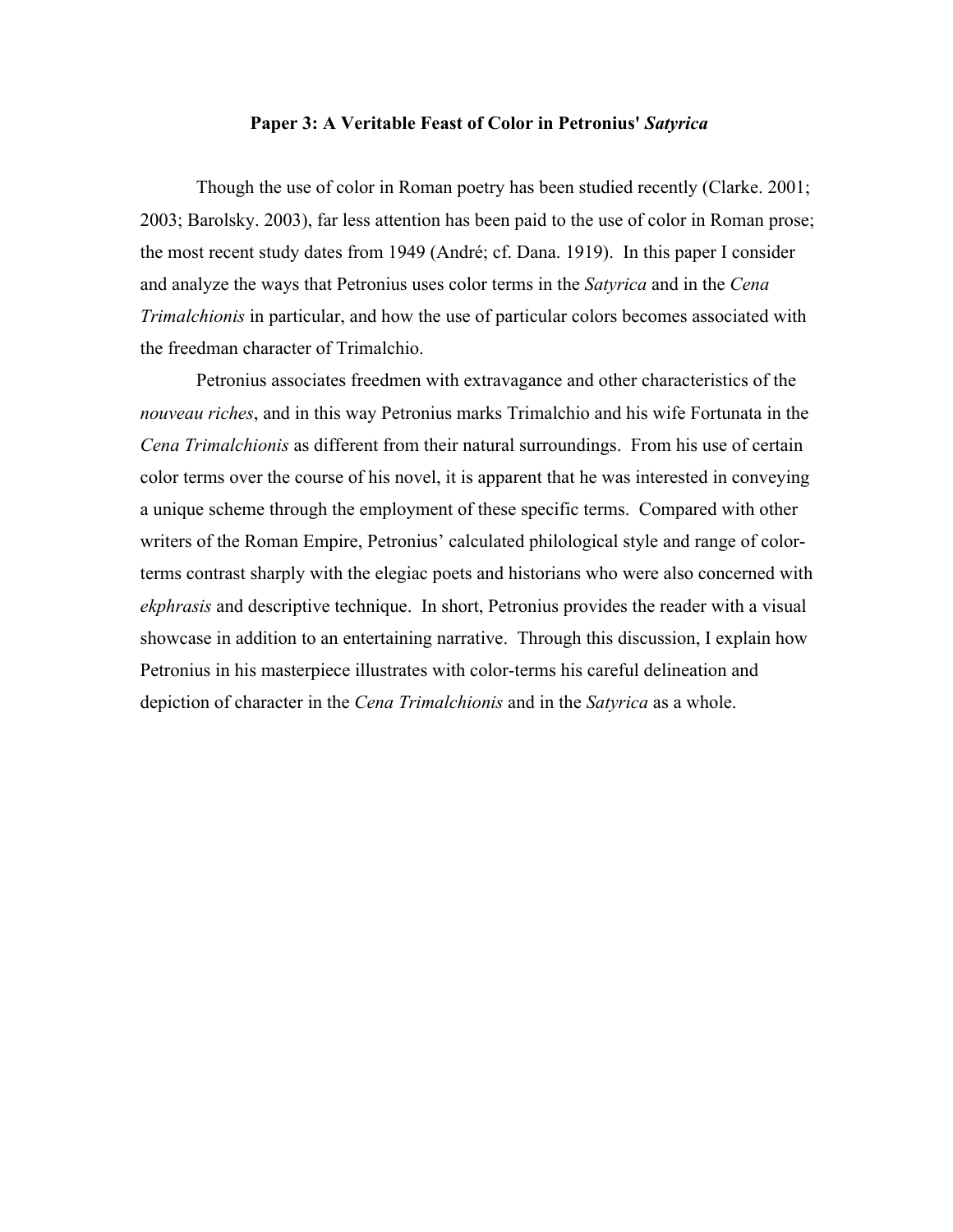**Paper 3: A Veritable Feast of Color in Petronius' *Satyrica***

Though the use of color in Roman poetry has been studied recently (Clarke. 2001; 2003; Barolsky. 2003), far less attention has been paid to the use of color in Roman prose; the most recent study dates from 1949 (André; cf. Dana. 1919). In this paper I consider and analyze the ways that Petronius uses color terms in the *Satyrica* and in the *Cena Trimalchionis* in particular, and how the use of particular colors becomes associated with the freedman character of Trimalchio.

Petronius associates freedmen with extravagance and other characteristics of the *nouveau riches*, and in this way Petronius marks Trimalchio and his wife Fortunata in the *Cena Trimalchionis* as different from their natural surroundings. From his use of certain color terms over the course of his novel, it is apparent that he was interested in conveying a unique scheme through the employment of these specific terms. Compared with other writers of the Roman Empire, Petronius' calculated philological style and range of color-terms contrast sharply with the elegiac poets and historians who were also concerned with *ekphrasis* and descriptive technique. In short, Petronius provides the reader with a visual showcase in addition to an entertaining narrative. Through this discussion, I explain how Petronius in his masterpiece illustrates with color-terms his careful delineation and depiction of character in the *Cena Trimalchionis* and in the *Satyrica* as a whole.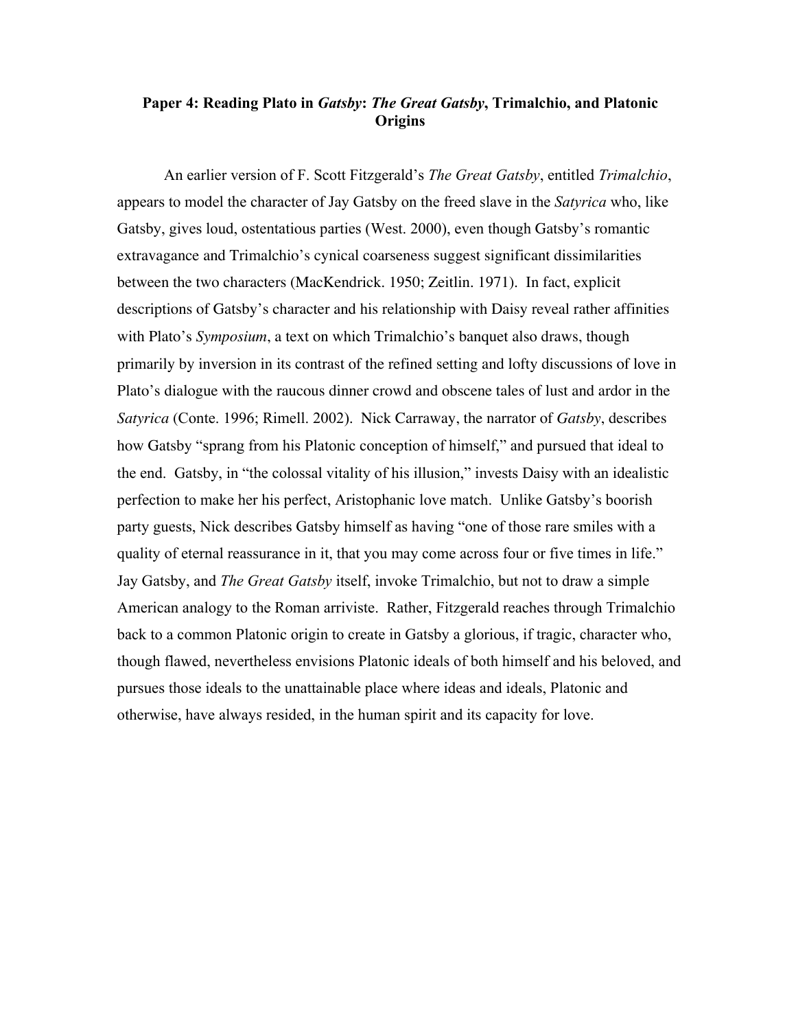## Paper 4: Reading Plato in *Gatsby*: *The Great Gatsby*, Trimalchio, and Platonic Origins

An earlier version of F. Scott Fitzgerald's *The Great Gatsby*, entitled *Trimalchio*, appears to model the character of Jay Gatsby on the freed slave in the *Satyrica* who, like Gatsby, gives loud, ostentatious parties (West. 2000), even though Gatsby's romantic extravagance and Trimalchio's cynical coarseness suggest significant dissimilarities between the two characters (MacKendrick. 1950; Zeitlin. 1971). In fact, explicit descriptions of Gatsby's character and his relationship with Daisy reveal rather affinities with Plato's *Symposium*, a text on which Trimalchio's banquet also draws, though primarily by inversion in its contrast of the refined setting and lofty discussions of love in Plato's dialogue with the raucous dinner crowd and obscene tales of lust and ardor in the *Satyrica* (Conte. 1996; Rimell. 2002). Nick Carraway, the narrator of *Gatsby*, describes how Gatsby "sprang from his Platonic conception of himself," and pursued that ideal to the end. Gatsby, in "the colossal vitality of his illusion," invests Daisy with an idealistic perfection to make her his perfect, Aristophanic love match. Unlike Gatsby's boorish party guests, Nick describes Gatsby himself as having "one of those rare smiles with a quality of eternal reassurance in it, that you may come across four or five times in life." Jay Gatsby, and *The Great Gatsby* itself, invoke Trimalchio, but not to draw a simple American analogy to the Roman arriviste. Rather, Fitzgerald reaches through Trimalchio back to a common Platonic origin to create in Gatsby a glorious, if tragic, character who, though flawed, nevertheless envisions Platonic ideals of both himself and his beloved, and pursues those ideals to the unattainable place where ideas and ideals, Platonic and otherwise, have always resided, in the human spirit and its capacity for love.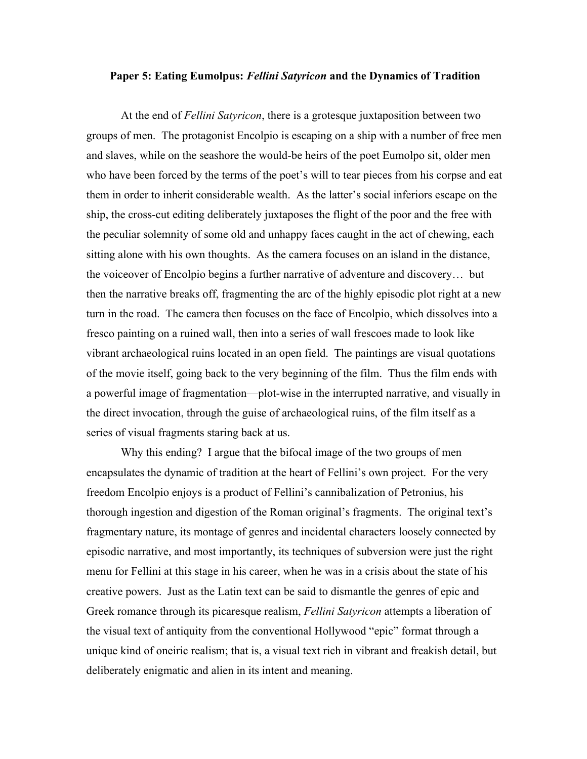**Paper 5: Eating Eumolpus: *Fellini Satyricon* and the Dynamics of Tradition**

At the end of *Fellini Satyricon*, there is a grotesque juxtaposition between two groups of men. The protagonist Encolpio is escaping on a ship with a number of free men and slaves, while on the seashore the would-be heirs of the poet Eumolpo sit, older men who have been forced by the terms of the poet's will to tear pieces from his corpse and eat them in order to inherit considerable wealth. As the latter's social inferiors escape on the ship, the cross-cut editing deliberately juxtaposes the flight of the poor and the free with the peculiar solemnity of some old and unhappy faces caught in the act of chewing, each sitting alone with his own thoughts. As the camera focuses on an island in the distance, the voiceover of Encolpio begins a further narrative of adventure and discovery… but then the narrative breaks off, fragmenting the arc of the highly episodic plot right at a new turn in the road. The camera then focuses on the face of Encolpio, which dissolves into a fresco painting on a ruined wall, then into a series of wall frescoes made to look like vibrant archaeological ruins located in an open field. The paintings are visual quotations of the movie itself, going back to the very beginning of the film. Thus the film ends with a powerful image of fragmentation—plot-wise in the interrupted narrative, and visually in the direct invocation, through the guise of archaeological ruins, of the film itself as a series of visual fragments staring back at us.

Why this ending? I argue that the bifocal image of the two groups of men encapsulates the dynamic of tradition at the heart of Fellini's own project. For the very freedom Encolpio enjoys is a product of Fellini's cannibalization of Petronius, his thorough ingestion and digestion of the Roman original's fragments. The original text's fragmentary nature, its montage of genres and incidental characters loosely connected by episodic narrative, and most importantly, its techniques of subversion were just the right menu for Fellini at this stage in his career, when he was in a crisis about the state of his creative powers. Just as the Latin text can be said to dismantle the genres of epic and Greek romance through its picaresque realism, *Fellini Satyricon* attempts a liberation of the visual text of antiquity from the conventional Hollywood "epic" format through a unique kind of oneiric realism; that is, a visual text rich in vibrant and freakish detail, but deliberately enigmatic and alien in its intent and meaning.